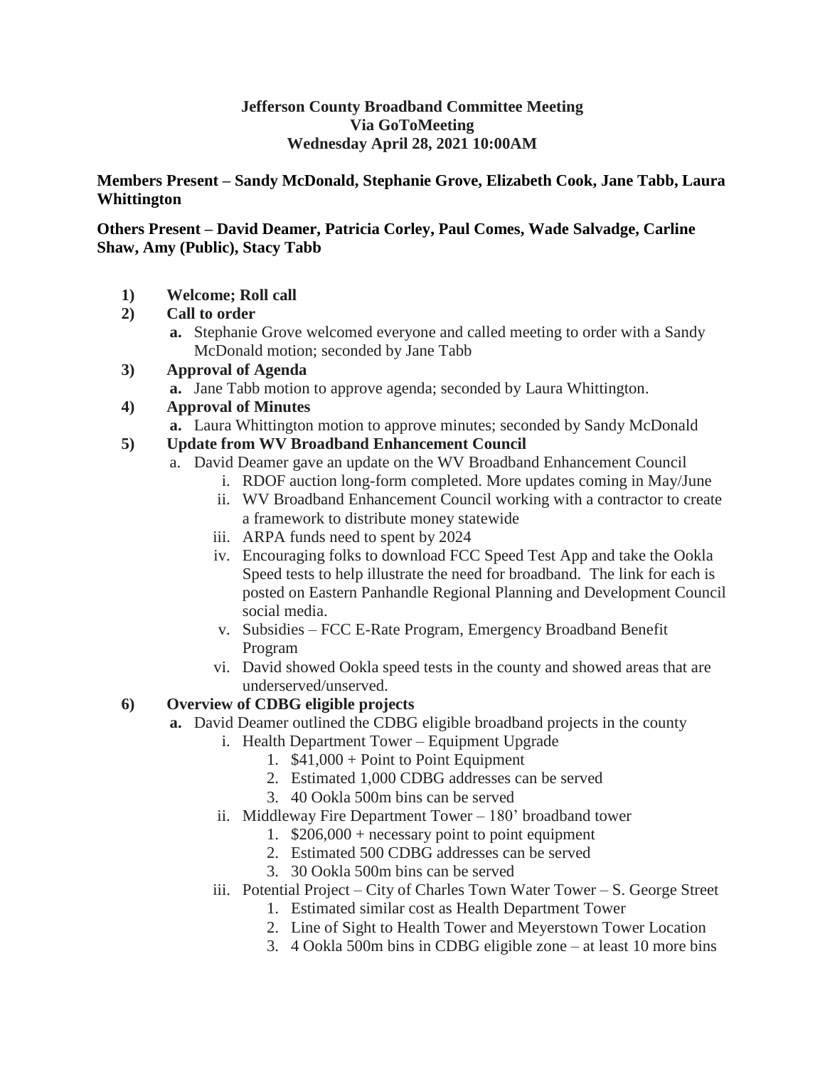**Jefferson County Broadband Committee Meeting**
**Via GoToMeeting**
**Wednesday April 28, 2021 10:00AM**

**Members Present – Sandy McDonald, Stephanie Grove, Elizabeth Cook, Jane Tabb, Laura Whittington**

**Others Present – David Deamer, Patricia Corley, Paul Comes, Wade Salvadge, Carline Shaw, Amy (Public), Stacy Tabb**

1) **Welcome; Roll call**
2) **Call to order**
   a. Stephanie Grove welcomed everyone and called meeting to order with a Sandy McDonald motion; seconded by Jane Tabb
3) **Approval of Agenda**
   a. Jane Tabb motion to approve agenda; seconded by Laura Whittington.
4) **Approval of Minutes**
   a. Laura Whittington motion to approve minutes; seconded by Sandy McDonald
5) **Update from WV Broadband Enhancement Council**
   a. David Deamer gave an update on the WV Broadband Enhancement Council
      i. RDOF auction long-form completed. More updates coming in May/June
      ii. WV Broadband Enhancement Council working with a contractor to create a framework to distribute money statewide
      iii. ARPA funds need to spent by 2024
      iv. Encouraging folks to download FCC Speed Test App and take the Ookla Speed tests to help illustrate the need for broadband. The link for each is posted on Eastern Panhandle Regional Planning and Development Council social media.
      v. Subsidies – FCC E-Rate Program, Emergency Broadband Benefit Program
      vi. David showed Ookla speed tests in the county and showed areas that are underserved/unserved.
6) **Overview of CDBG eligible projects**
   a. David Deamer outlined the CDBG eligible broadband projects in the county
      i. Health Department Tower – Equipment Upgrade
         1. $41,000 + Point to Point Equipment
         2. Estimated 1,000 CDBG addresses can be served
         3. 40 Ookla 500m bins can be served
      ii. Middleway Fire Department Tower – 180' broadband tower
         1. $206,000 + necessary point to point equipment
         2. Estimated 500 CDBG addresses can be served
         3. 30 Ookla 500m bins can be served
      iii. Potential Project – City of Charles Town Water Tower – S. George Street
         1. Estimated similar cost as Health Department Tower
         2. Line of Sight to Health Tower and Meyerstown Tower Location
         3. 4 Ookla 500m bins in CDBG eligible zone – at least 10 more bins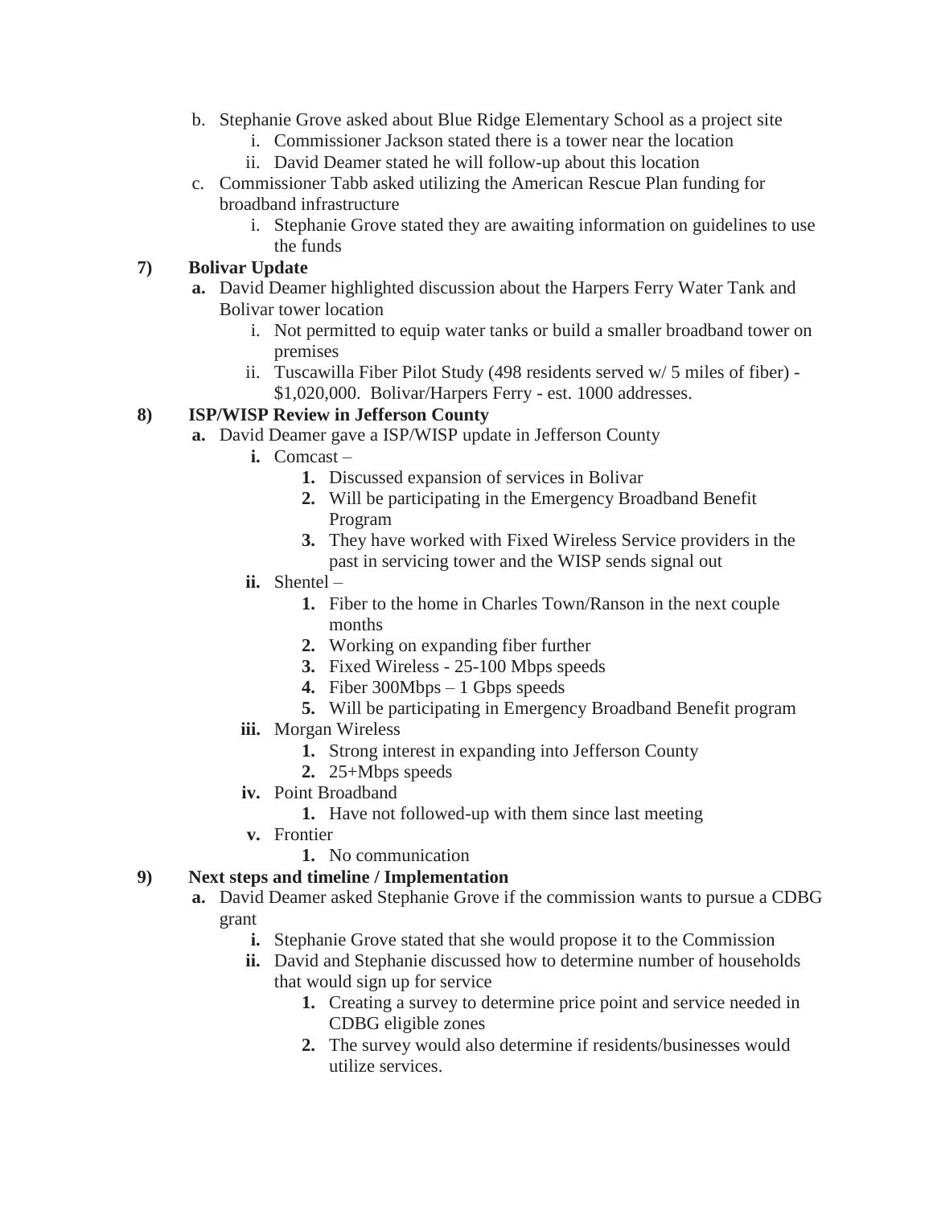b. Stephanie Grove asked about Blue Ridge Elementary School as a project site
    i. Commissioner Jackson stated there is a tower near the location
    ii. David Deamer stated he will follow-up about this location

c. Commissioner Tabb asked utilizing the American Rescue Plan funding for broadband infrastructure
    i. Stephanie Grove stated they are awaiting information on guidelines to use the funds

**7) Bolivar Update**

**a.** David Deamer highlighted discussion about the Harpers Ferry Water Tank and Bolivar tower location
    i. Not permitted to equip water tanks or build a smaller broadband tower on premises
    ii. Tuscawilla Fiber Pilot Study (498 residents served w/ 5 miles of fiber) - $1,020,000. Bolivar/Harpers Ferry - est. 1000 addresses.

**8) ISP/WISP Review in Jefferson County**

**a.** David Deamer gave a ISP/WISP update in Jefferson County
    **i.** Comcast –
        **1.** Discussed expansion of services in Bolivar
        **2.** Will be participating in the Emergency Broadband Benefit Program
        **3.** They have worked with Fixed Wireless Service providers in the past in servicing tower and the WISP sends signal out
    **ii.** Shentel –
        **1.** Fiber to the home in Charles Town/Ranson in the next couple months
        **2.** Working on expanding fiber further
        **3.** Fixed Wireless - 25-100 Mbps speeds
        **4.** Fiber 300Mbps – 1 Gbps speeds
        **5.** Will be participating in Emergency Broadband Benefit program
    **iii.** Morgan Wireless
        **1.** Strong interest in expanding into Jefferson County
        **2.** 25+Mbps speeds
    **iv.** Point Broadband
        **1.** Have not followed-up with them since last meeting
    **v.** Frontier
        **1.** No communication

**9) Next steps and timeline / Implementation**

**a.** David Deamer asked Stephanie Grove if the commission wants to pursue a CDBG grant
    **i.** Stephanie Grove stated that she would propose it to the Commission
    **ii.** David and Stephanie discussed how to determine number of households that would sign up for service
        **1.** Creating a survey to determine price point and service needed in CDBG eligible zones
        **2.** The survey would also determine if residents/businesses would utilize services.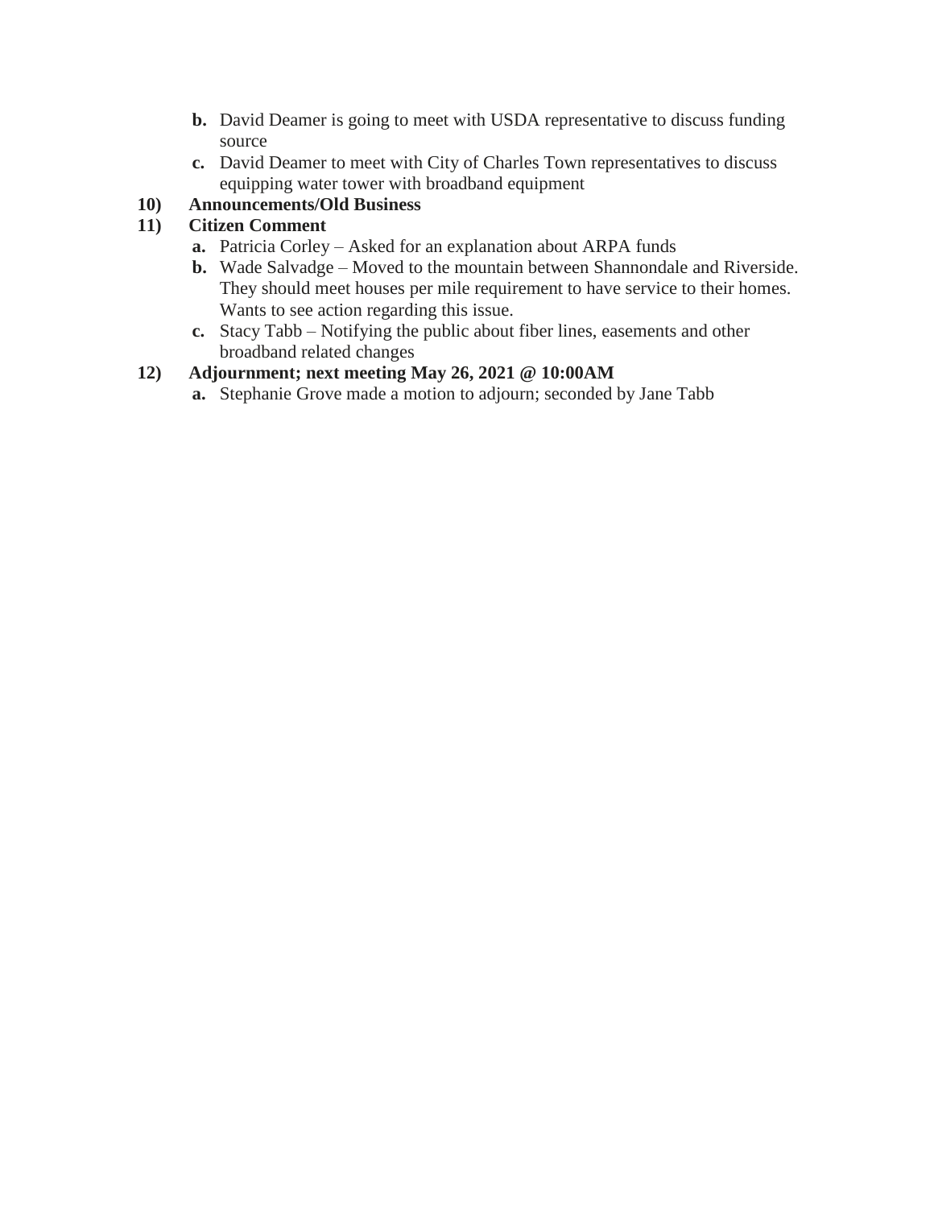b. David Deamer is going to meet with USDA representative to discuss funding source
c. David Deamer to meet with City of Charles Town representatives to discuss equipping water tower with broadband equipment

**10) Announcements/Old Business**

**11) Citizen Comment**

a. Patricia Corley – Asked for an explanation about ARPA funds
b. Wade Salvadge – Moved to the mountain between Shannondale and Riverside. They should meet houses per mile requirement to have service to their homes. Wants to see action regarding this issue.
c. Stacy Tabb – Notifying the public about fiber lines, easements and other broadband related changes

**12) Adjournment; next meeting May 26, 2021 @ 10:00AM**

a. Stephanie Grove made a motion to adjourn; seconded by Jane Tabb